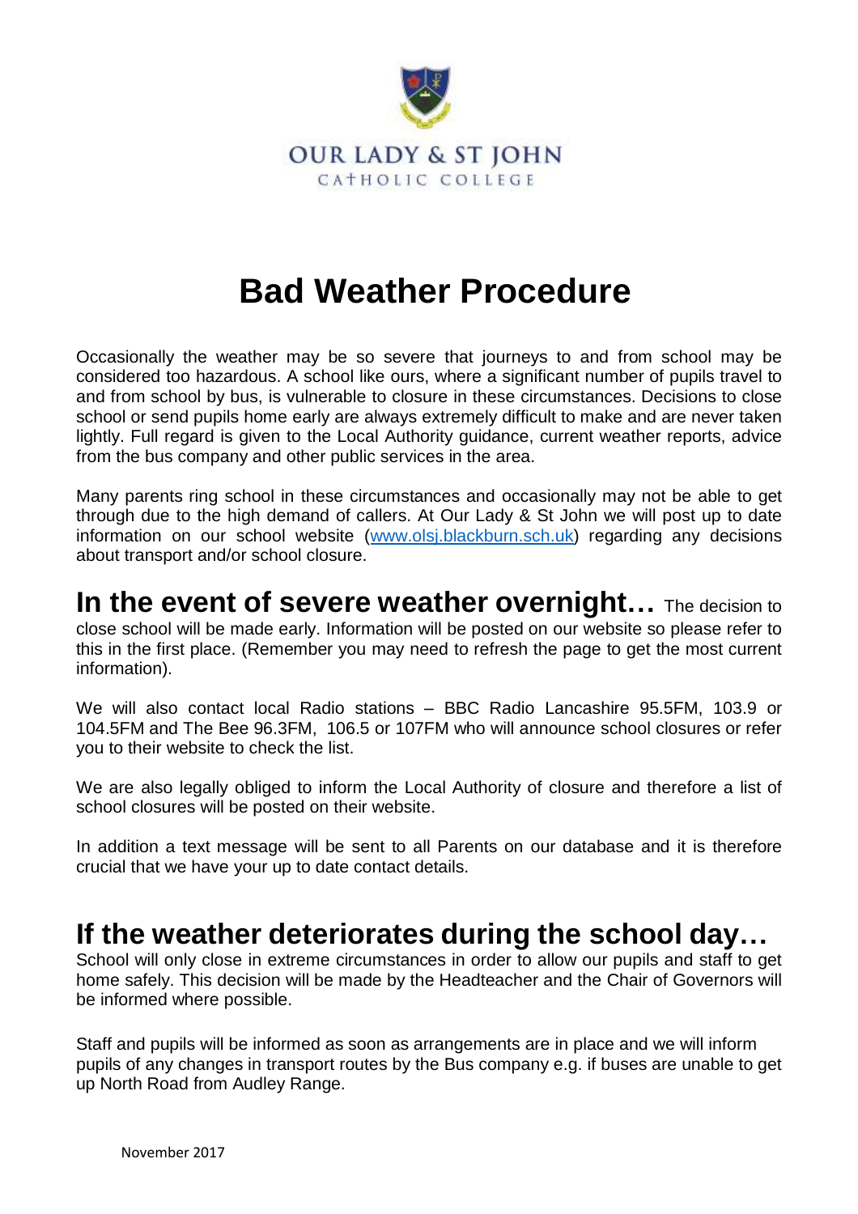OUR LADY & ST JOHN

CATHOLIC COLLEGE

# Bad Weather Procedure

Occasionally the weather may be so severe that journeys to and from school may be considered too hazardous. A school like ours, where a significant number of pupils travel to and from school by bus, is vulnerable to closure in these circumstances. Decisions to close school or send pupils home early are always extremely difficult to make and are never taken lightly. Full regard is given to the Local Authority guidance, current weather reports, advice from the bus company and other public services in the area.

Many parents ring school in these circumstances and occasionally may not be able to get through due to the high demand of callers. At Our Lady & St John we will post up to date information on our school website (www.olsj.blackburn.sch.uk) regarding any decisions about transport and/or school closure.

## In the event of severe weather overnight…

The decision to close school will be made early. Information will be posted on our website so please refer to this in the first place. (Remember you may need to refresh the page to get the most current information).

We will also contact local Radio stations – BBC Radio Lancashire 95.5FM, 103.9 or 104.5FM and The Bee 96.3FM, 106.5 or 107FM who will announce school closures or refer you to their website to check the list.

We are also legally obliged to inform the Local Authority of closure and therefore a list of school closures will be posted on their website.

In addition a text message will be sent to all Parents on our database and it is therefore crucial that we have your up to date contact details.

## If the weather deteriorates during the school day…

School will only close in extreme circumstances in order to allow our pupils and staff to get home safely. This decision will be made by the Headteacher and the Chair of Governors will be informed where possible.

Staff and pupils will be informed as soon as arrangements are in place and we will inform pupils of any changes in transport routes by the Bus company e.g. if buses are unable to get up North Road from Audley Range.

November 2017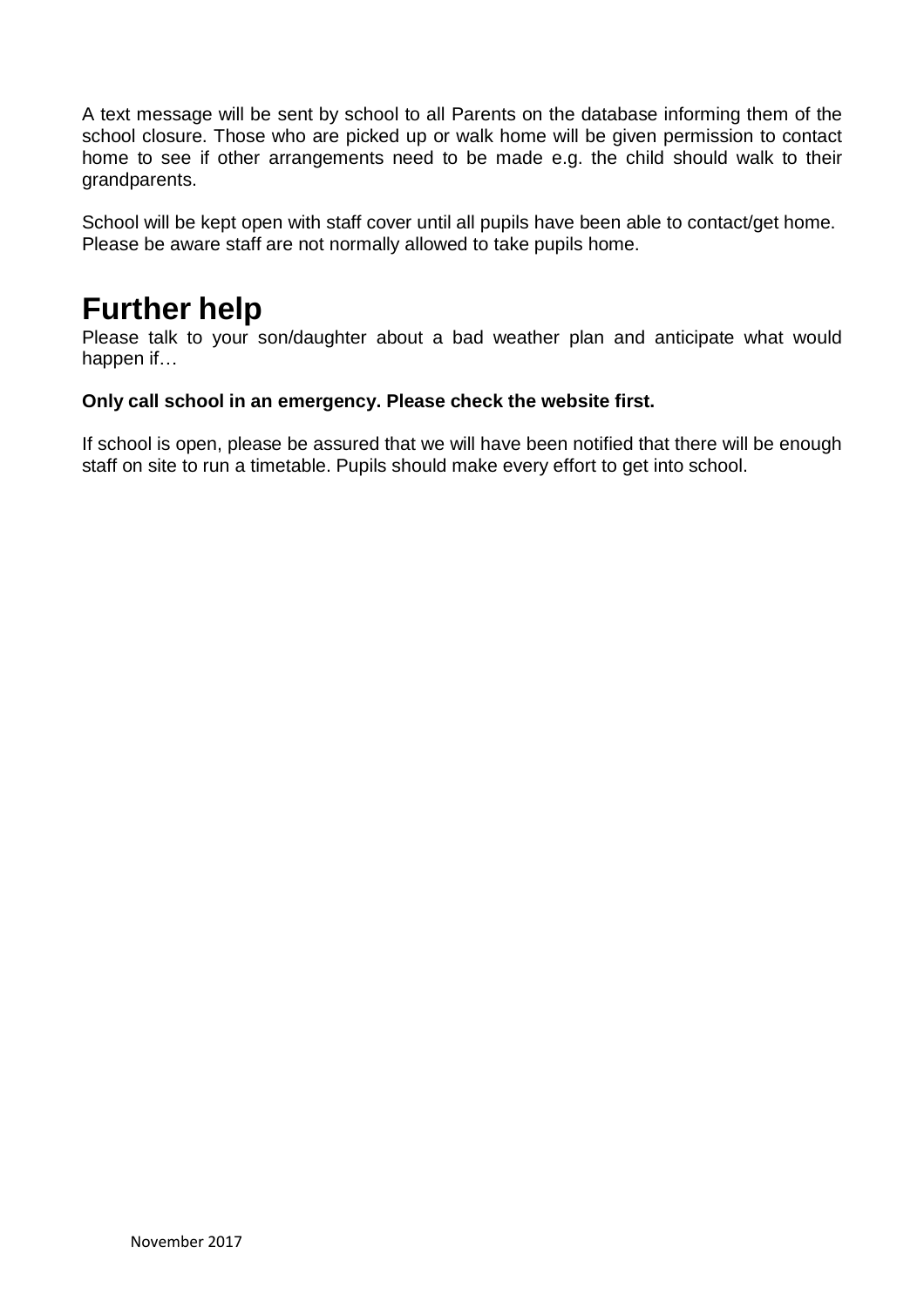A text message will be sent by school to all Parents on the database informing them of the school closure. Those who are picked up or walk home will be given permission to contact home to see if other arrangements need to be made e.g. the child should walk to their grandparents.

School will be kept open with staff cover until all pupils have been able to contact/get home. Please be aware staff are not normally allowed to take pupils home.

# Further help

Please talk to your son/daughter about a bad weather plan and anticipate what would happen if…

**Only call school in an emergency. Please check the website first.**

If school is open, please be assured that we will have been notified that there will be enough staff on site to run a timetable. Pupils should make every effort to get into school.